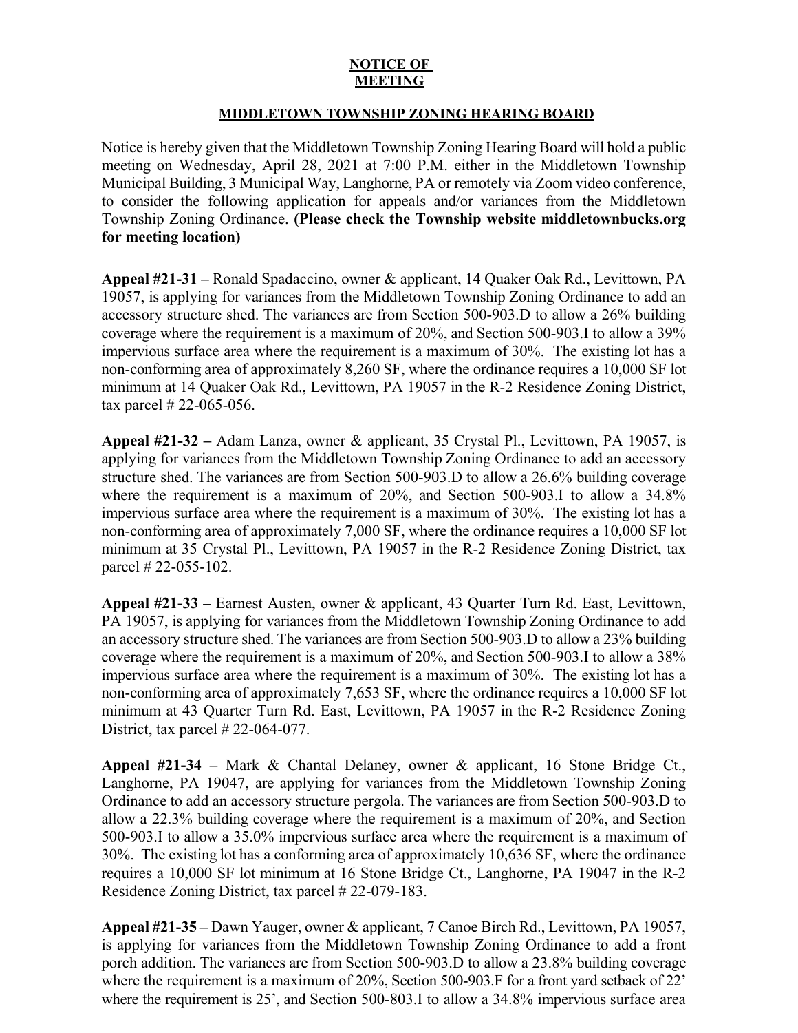**NOTICE OF MEETING**

**MIDDLETOWN TOWNSHIP ZONING HEARING BOARD**

Notice is hereby given that the Middletown Township Zoning Hearing Board will hold a public meeting on Wednesday, April 28, 2021 at 7:00 P.M. either in the Middletown Township Municipal Building, 3 Municipal Way, Langhorne, PA or remotely via Zoom video conference, to consider the following application for appeals and/or variances from the Middletown Township Zoning Ordinance. **(Please check the Township website middletownbucks.org for meeting location)**

**Appeal #21-31 –** Ronald Spadaccino, owner & applicant, 14 Quaker Oak Rd., Levittown, PA 19057, is applying for variances from the Middletown Township Zoning Ordinance to add an accessory structure shed. The variances are from Section 500-903.D to allow a 26% building coverage where the requirement is a maximum of 20%, and Section 500-903.I to allow a 39% impervious surface area where the requirement is a maximum of 30%. The existing lot has a non-conforming area of approximately 8,260 SF, where the ordinance requires a 10,000 SF lot minimum at 14 Quaker Oak Rd., Levittown, PA 19057 in the R-2 Residence Zoning District, tax parcel # 22-065-056.

**Appeal #21-32 –** Adam Lanza, owner & applicant, 35 Crystal Pl., Levittown, PA 19057, is applying for variances from the Middletown Township Zoning Ordinance to add an accessory structure shed. The variances are from Section 500-903.D to allow a 26.6% building coverage where the requirement is a maximum of 20%, and Section 500-903.I to allow a 34.8% impervious surface area where the requirement is a maximum of 30%. The existing lot has a non-conforming area of approximately 7,000 SF, where the ordinance requires a 10,000 SF lot minimum at 35 Crystal Pl., Levittown, PA 19057 in the R-2 Residence Zoning District, tax parcel # 22-055-102.

**Appeal #21-33 –** Earnest Austen, owner & applicant, 43 Quarter Turn Rd. East, Levittown, PA 19057, is applying for variances from the Middletown Township Zoning Ordinance to add an accessory structure shed. The variances are from Section 500-903.D to allow a 23% building coverage where the requirement is a maximum of 20%, and Section 500-903.I to allow a 38% impervious surface area where the requirement is a maximum of 30%. The existing lot has a non-conforming area of approximately 7,653 SF, where the ordinance requires a 10,000 SF lot minimum at 43 Quarter Turn Rd. East, Levittown, PA 19057 in the R-2 Residence Zoning District, tax parcel # 22-064-077.

**Appeal #21-34 –** Mark & Chantal Delaney, owner & applicant, 16 Stone Bridge Ct., Langhorne, PA 19047, are applying for variances from the Middletown Township Zoning Ordinance to add an accessory structure pergola. The variances are from Section 500-903.D to allow a 22.3% building coverage where the requirement is a maximum of 20%, and Section 500-903.I to allow a 35.0% impervious surface area where the requirement is a maximum of 30%. The existing lot has a conforming area of approximately 10,636 SF, where the ordinance requires a 10,000 SF lot minimum at 16 Stone Bridge Ct., Langhorne, PA 19047 in the R-2 Residence Zoning District, tax parcel # 22-079-183.

**Appeal #21-35 –** Dawn Yauger, owner & applicant, 7 Canoe Birch Rd., Levittown, PA 19057, is applying for variances from the Middletown Township Zoning Ordinance to add a front porch addition. The variances are from Section 500-903.D to allow a 23.8% building coverage where the requirement is a maximum of 20%, Section 500-903.F for a front yard setback of 22' where the requirement is 25', and Section 500-803.I to allow a 34.8% impervious surface area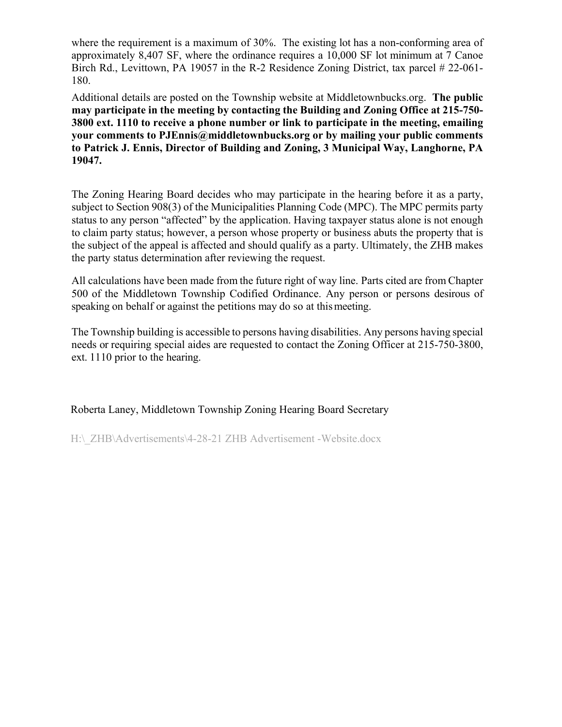where the requirement is a maximum of 30%. The existing lot has a non-conforming area of approximately 8,407 SF, where the ordinance requires a 10,000 SF lot minimum at 7 Canoe Birch Rd., Levittown, PA 19057 in the R-2 Residence Zoning District, tax parcel # 22-061-180.

Additional details are posted on the Township website at Middletownbucks.org. **The public may participate in the meeting by contacting the Building and Zoning Office at 215-750-3800 ext. 1110 to receive a phone number or link to participate in the meeting, emailing your comments to PJEnnis@middletownbucks.org or by mailing your public comments to Patrick J. Ennis, Director of Building and Zoning, 3 Municipal Way, Langhorne, PA 19047.**

The Zoning Hearing Board decides who may participate in the hearing before it as a party, subject to Section 908(3) of the Municipalities Planning Code (MPC). The MPC permits party status to any person "affected" by the application. Having taxpayer status alone is not enough to claim party status; however, a person whose property or business abuts the property that is the subject of the appeal is affected and should qualify as a party. Ultimately, the ZHB makes the party status determination after reviewing the request.

All calculations have been made from the future right of way line. Parts cited are from Chapter 500 of the Middletown Township Codified Ordinance. Any person or persons desirous of speaking on behalf or against the petitions may do so at this meeting.

The Township building is accessible to persons having disabilities. Any persons having special needs or requiring special aides are requested to contact the Zoning Officer at 215-750-3800, ext. 1110 prior to the hearing.

Roberta Laney, Middletown Township Zoning Hearing Board Secretary

H:\_ZHB\Advertisements\4-28-21 ZHB Advertisement -Website.docx